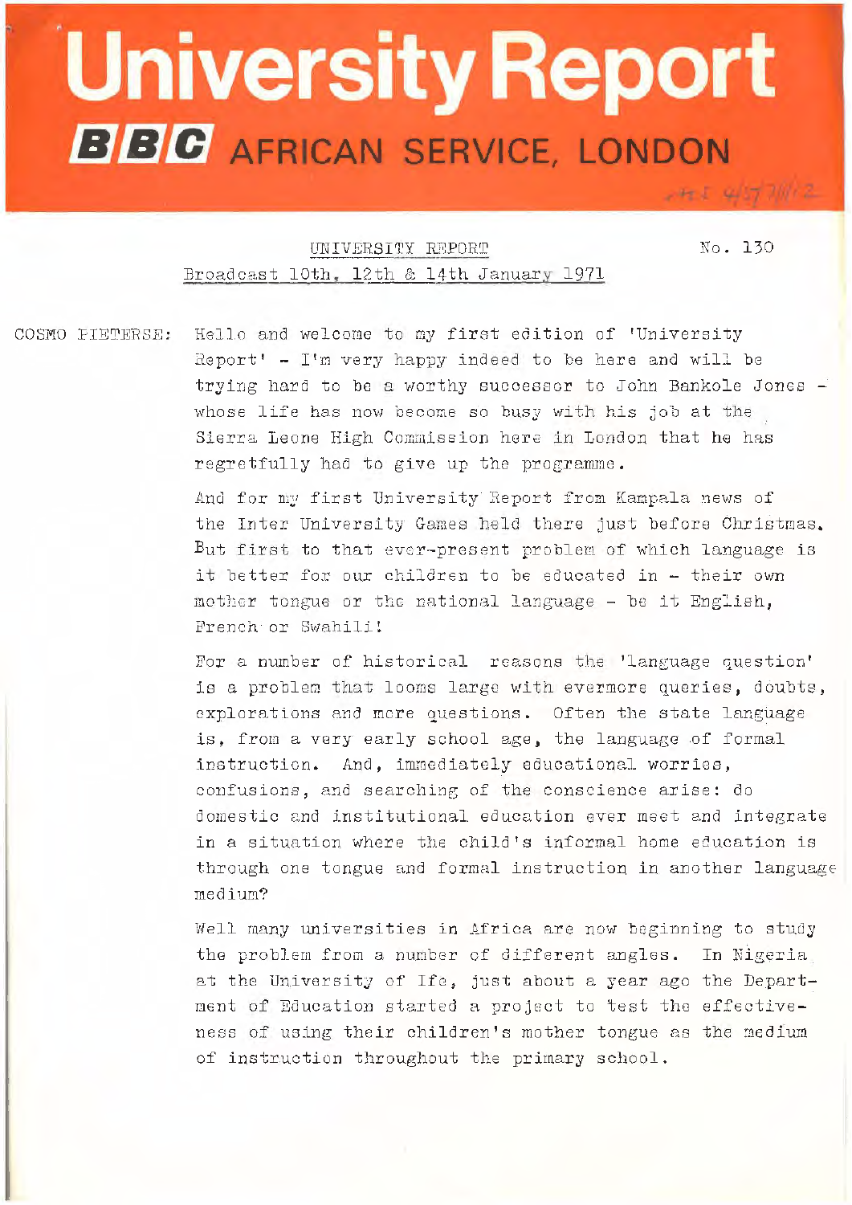# University Report

## BBC AFRICAN SERVICE, LONDON

UNIVERSITY REPORT

No. 130

Broadcast 10th, 12th & 14th January 1971

COSMO PIETERSE: Hello and welcome to my first edition of 'University Report' - I'm very happy indeed to be here and will be trying hard to be a worthy successor to John Bankole Jones - whose life has now become so busy with his job at the Sierra Leone High Commission here in London that he has regretfully had to give up the programme.

And for my first University Report from Kampala news of the Inter University Games held there just before Christmas. But first to that ever-present problem of which language is it better for our children to be educated in - their own mother tongue or the national language - be it English, French or Swahili!

For a number of historical reasons the 'language question' is a problem that looms large with evermore queries, doubts, explorations and more questions. Often the state language is, from a very early school age, the language of formal instruction. And, immediately educational worries, confusions, and searching of the conscience arise: do domestic and institutional education ever meet and integrate in a situation where the child's informal home education is through one tongue and formal instruction in another language medium?

Well many universities in Africa are now beginning to study the problem from a number of different angles. In Nigeria at the University of Ife, just about a year ago the Department of Education started a project to test the effectiveness of using their children's mother tongue as the medium of instruction throughout the primary school.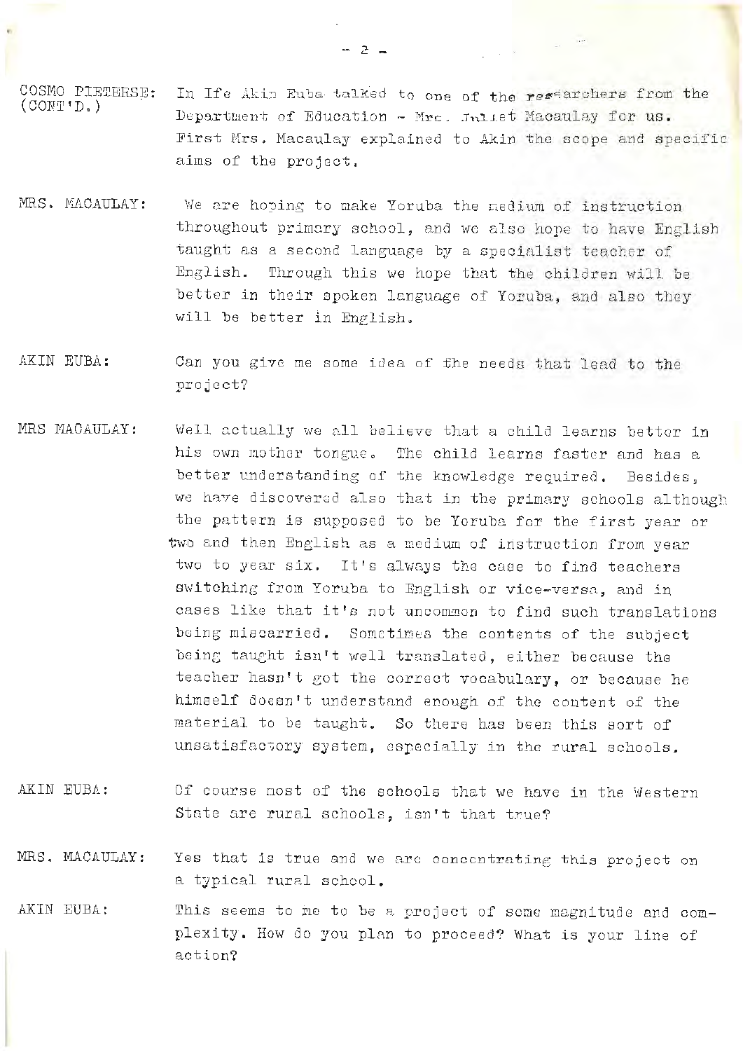**COSMO PIETERSE: (CONT'D.)** In Ife Akin Euba talked to one of the researchers from the Department of Education - Mrs. Juliet Macaulay for us. First Mrs. Macaulay explained to Akin the scope and specific aims of the project.

**MRS. MACAULAY:** We are hoping to make Yoruba the medium of instruction throughout primary school, and we also hope to have English taught as a second language by a specialist teacher of English. Through this we hope that the children will be better in their spoken language of Yoruba, and also they will be better in English.

**AKIN EUBA:** Can you give me some idea of the needs that lead to the project?

**MRS MACAULAY:** Well actually we all believe that a child learns better in his own mother tongue. The child learns faster and has a better understanding of the knowledge required. Besides, we have discovered also that in the primary schools although the pattern is supposed to be Yoruba for the first year or two and then English as a medium of instruction from year two to year six. It's always the case to find teachers switching from Yoruba to English or vice-versa, and in cases like that it's not uncommon to find such translations being miscarried. Sometimes the contents of the subject being taught isn't well translated, either because the teacher hasn't got the correct vocabulary, or because he himself doesn't understand enough of the content of the material to be taught. So there has been this sort of unsatisfactory system, especially in the rural schools.

**AKIN EUBA:** Of course most of the schools that we have in the Western State are rural schools, isn't that true?

**MRS. MACAULAY:** Yes that is true and we are concentrating this project on a typical rural school.

**AKIN EUBA:** This seems to me to be a project of some magnitude and complexity. How do you plan to proceed? What is your line of action?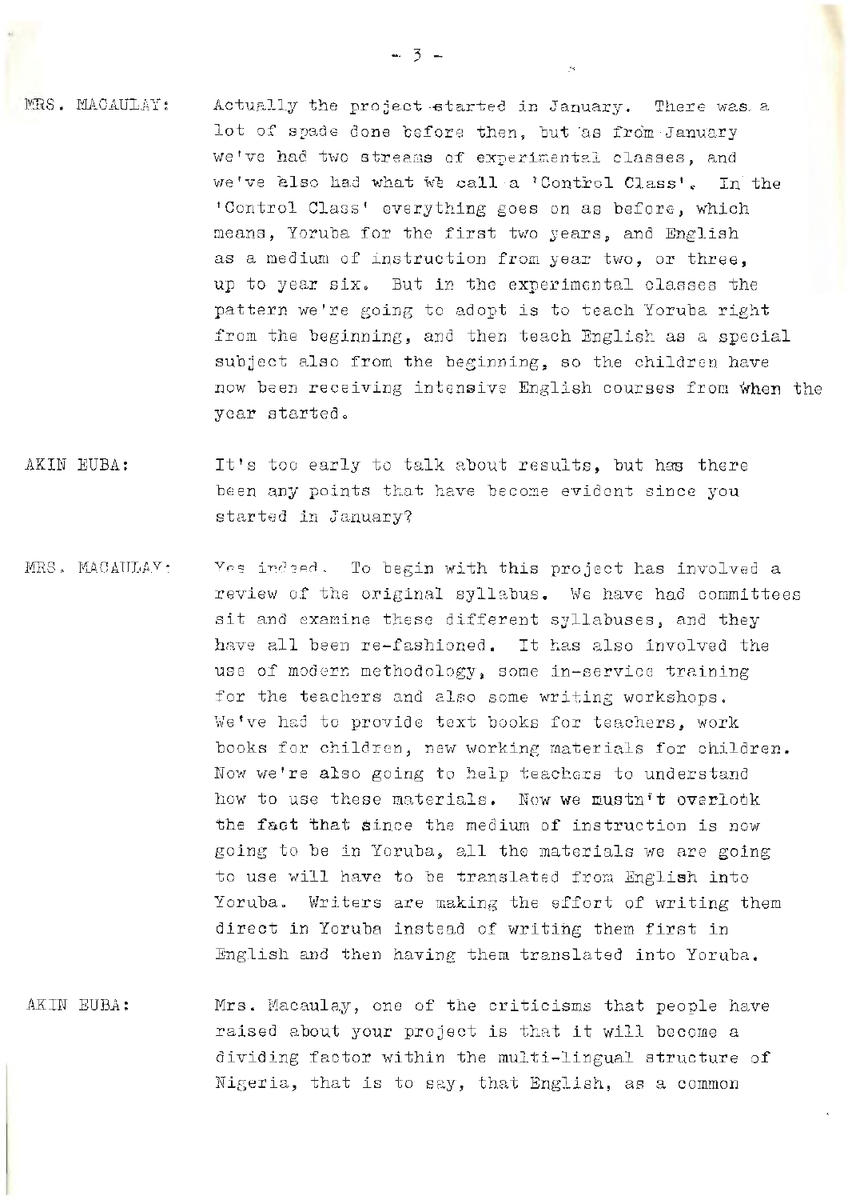MRS. MACAULAY: Actually the project started in January. There was a lot of spade done before then, but as from January we've had two streams of experimental classes, and we've also had what we call a 'Control Class'. In the 'Control Class' everything goes on as before, which means, Yoruba for the first two years, and English as a medium of instruction from year two, or three, up to year six. But in the experimental classes the pattern we're going to adopt is to teach Yoruba right from the beginning, and then teach English as a special subject also from the beginning, so the children have now been receiving intensive English courses from when the year started.

AKIN EUBA: It's too early to talk about results, but has there been any points that have become evident since you started in January?

MRS. MACAULAY: Yes indeed. To begin with this project has involved a review of the original syllabus. We have had committees sit and examine these different syllabuses, and they have all been re-fashioned. It has also involved the use of modern methodology, some in-service training for the teachers and also some writing workshops. We've had to provide text books for teachers, work books for children, new working materials for children. Now we're also going to help teachers to understand how to use these materials. Now we mustn't overlook the fact that since the medium of instruction is now going to be in Yoruba, all the materials we are going to use will have to be translated from English into Yoruba. Writers are making the effort of writing them direct in Yoruba instead of writing them first in English and then having them translated into Yoruba.

AKIN EUBA: Mrs. Macaulay, one of the criticisms that people have raised about your project is that it will become a dividing factor within the multi-lingual structure of Nigeria, that is to say, that English, as a common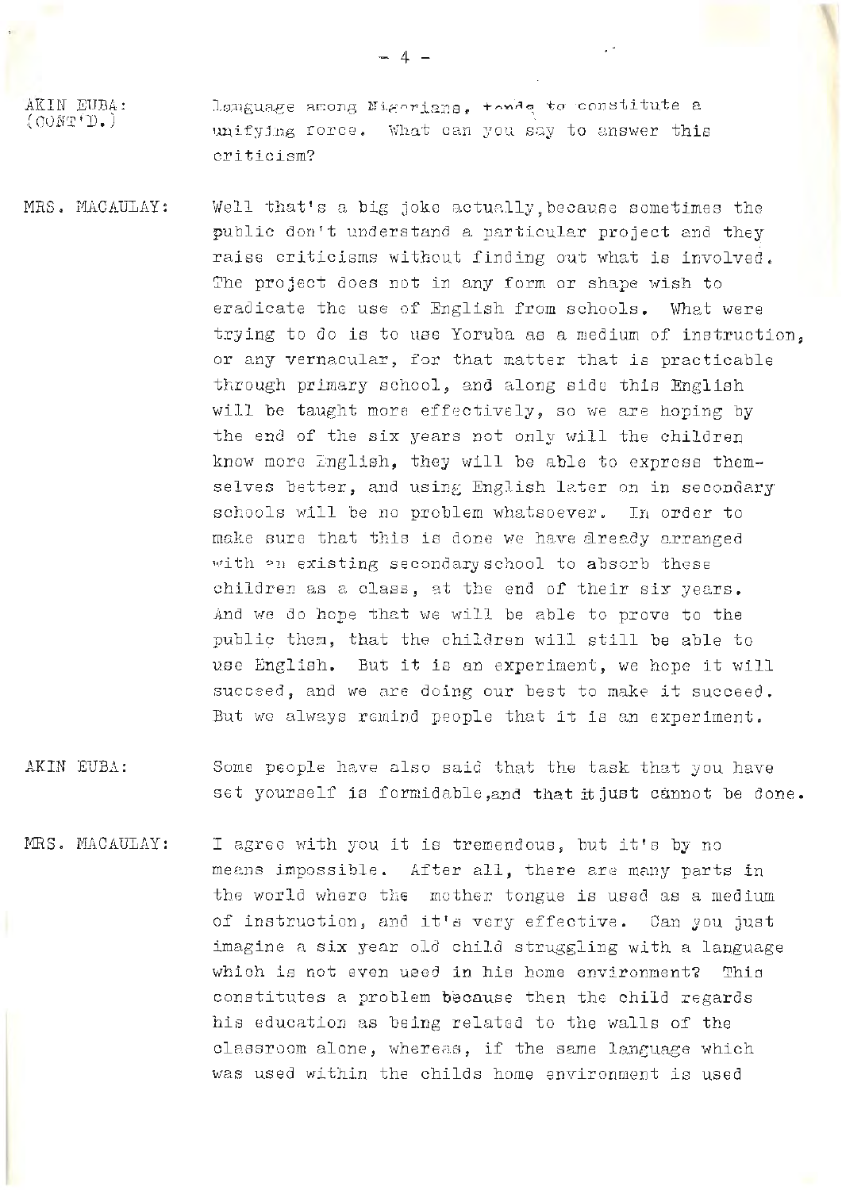AKIN EUBA: (CONT'D.) language among Nigerians, tends to constitute a unifying force. What can you say to answer this criticism?

MRS. MACAULAY: Well that's a big joke actually, because sometimes the public don't understand a particular project and they raise criticisms without finding out what is involved. The project does not in any form or shape wish to eradicate the use of English from schools. What were trying to do is to use Yoruba as a medium of instruction, or any vernacular, for that matter that is practicable through primary school, and along side this English will be taught more effectively, so we are hoping by the end of the six years not only will the children know more English, they will be able to express themselves better, and using English later on in secondary schools will be no problem whatsoever. In order to make sure that this is done we have already arranged with an existing secondary school to absorb these children as a class, at the end of their six years. And we do hope that we will be able to prove to the public them, that the children will still be able to use English. But it is an experiment, we hope it will succeed, and we are doing our best to make it succeed. But we always remind people that it is an experiment.

AKIN EUBA: Some people have also said that the task that you have set yourself is formidable, and that it just cannot be done.

MRS. MACAULAY: I agree with you it is tremendous, but it's by no means impossible. After all, there are many parts in the world where the mother tongue is used as a medium of instruction, and it's very effective. Can you just imagine a six year old child struggling with a language which is not even used in his home environment? This constitutes a problem because then the child regards his education as being related to the walls of the classroom alone, whereas, if the same language which was used within the childs home environment is used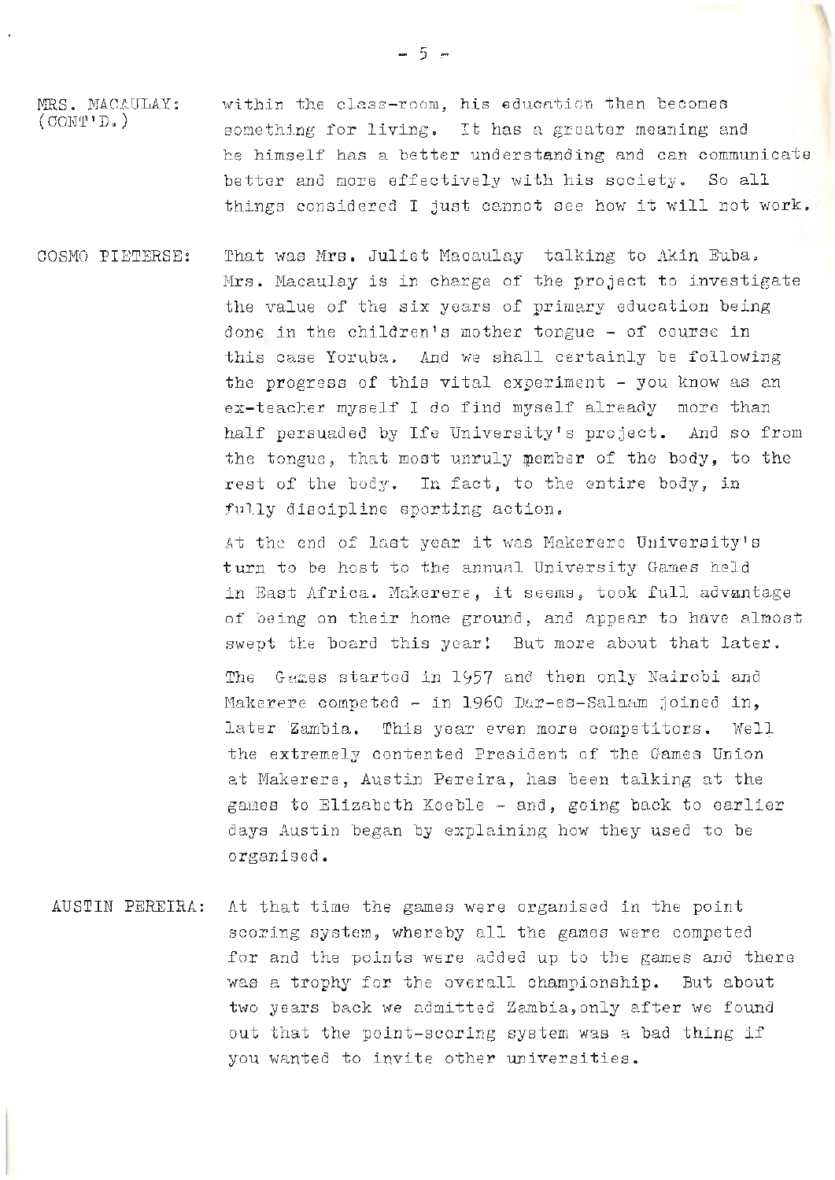MRS. MACAULAY: (CONT'D.) within the class-room, his education then becomes something for living. It has a greater meaning and he himself has a better understanding and can communicate better and more effectively with his society. So all things considered I just cannot see how it will not work.

COSMO PIETERSE: That was Mrs. Juliet Macaulay talking to Akin Euba. Mrs. Macaulay is in charge of the project to investigate the value of the six years of primary education being done in the children's mother tongue - of course in this case Yoruba. And we shall certainly be following the progress of this vital experiment - you know as an ex-teacher myself I do find myself already more than half persuaded by Ife University's project. And so from the tongue, that most unruly member of the body, to the rest of the body. In fact, to the entire body, in fully discipline sporting action.

At the end of last year it was Makerere University's turn to be host to the annual University Games held in East Africa. Makerere, it seems, took full advantage of being on their home ground, and appear to have almost swept the board this year! But more about that later.

The Games started in 1957 and then only Nairobi and Makerere competed - in 1960 Dar-es-Salaam joined in, later Zambia. This year even more competitors. Well the extremely contented President of the Games Union at Makerere, Austin Pereira, has been talking at the games to Elizabeth Keeble - and, going back to earlier days Austin began by explaining how they used to be organised.

AUSTIN PEREIRA: At that time the games were organised in the point scoring system, whereby all the games were competed for and the points were added up to the games and there was a trophy for the overall championship. But about two years back we admitted Zambia,only after we found out that the point-scoring system was a bad thing if you wanted to invite other universities.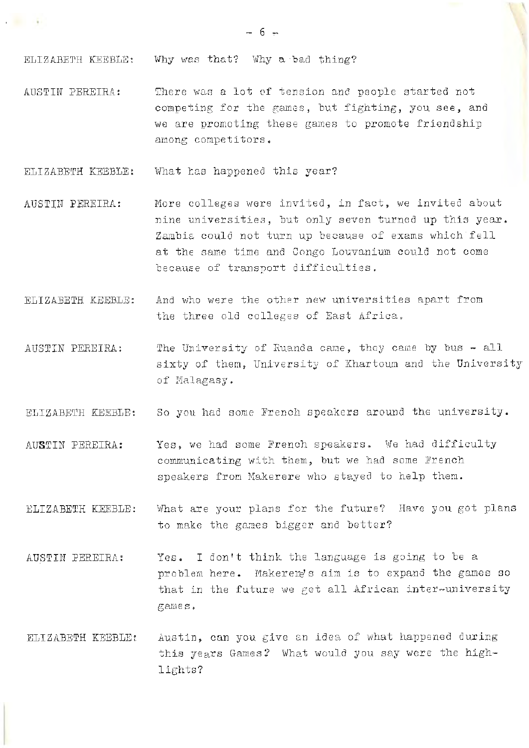ELIZABETH KEEBLE: Why was that? Why a bad thing?

AUSTIN PEREIRA: There was a lot of tension and people started not competing for the games, but fighting, you see, and we are promoting these games to promote friendship among competitors.

ELIZABETH KEEBLE: What has happened this year?

AUSTIN PEREIRA: More colleges were invited, in fact, we invited about nine universities, but only seven turned up this year. Zambia could not turn up because of exams which fell at the same time and Congo Louvanium could not come because of transport difficulties.

ELIZABETH KEEBLE: And who were the other new universities apart from the three old colleges of East Africa.

AUSTIN PEREIRA: The University of Ruanda came, they came by bus - all sixty of them, University of Khartoum and the University of Malagasy.

ELIZABETH KEEBLE: So you had some French speakers around the university.

AUSTIN PEREIRA: Yes, we had some French speakers. We had difficulty communicating with them, but we had some French speakers from Makerere who stayed to help them.

ELIZABETH KEEBLE: What are your plans for the future? Have you got plans to make the games bigger and better?

AUSTIN PEREIRA: Yes. I don't think the language is going to be a problem here. Makerere's aim is to expand the games so that in the future we get all African inter-university games.

ELIZABETH KEEBLE: Austin, can you give an idea of what happened during this years Games? What would you say were the highlights?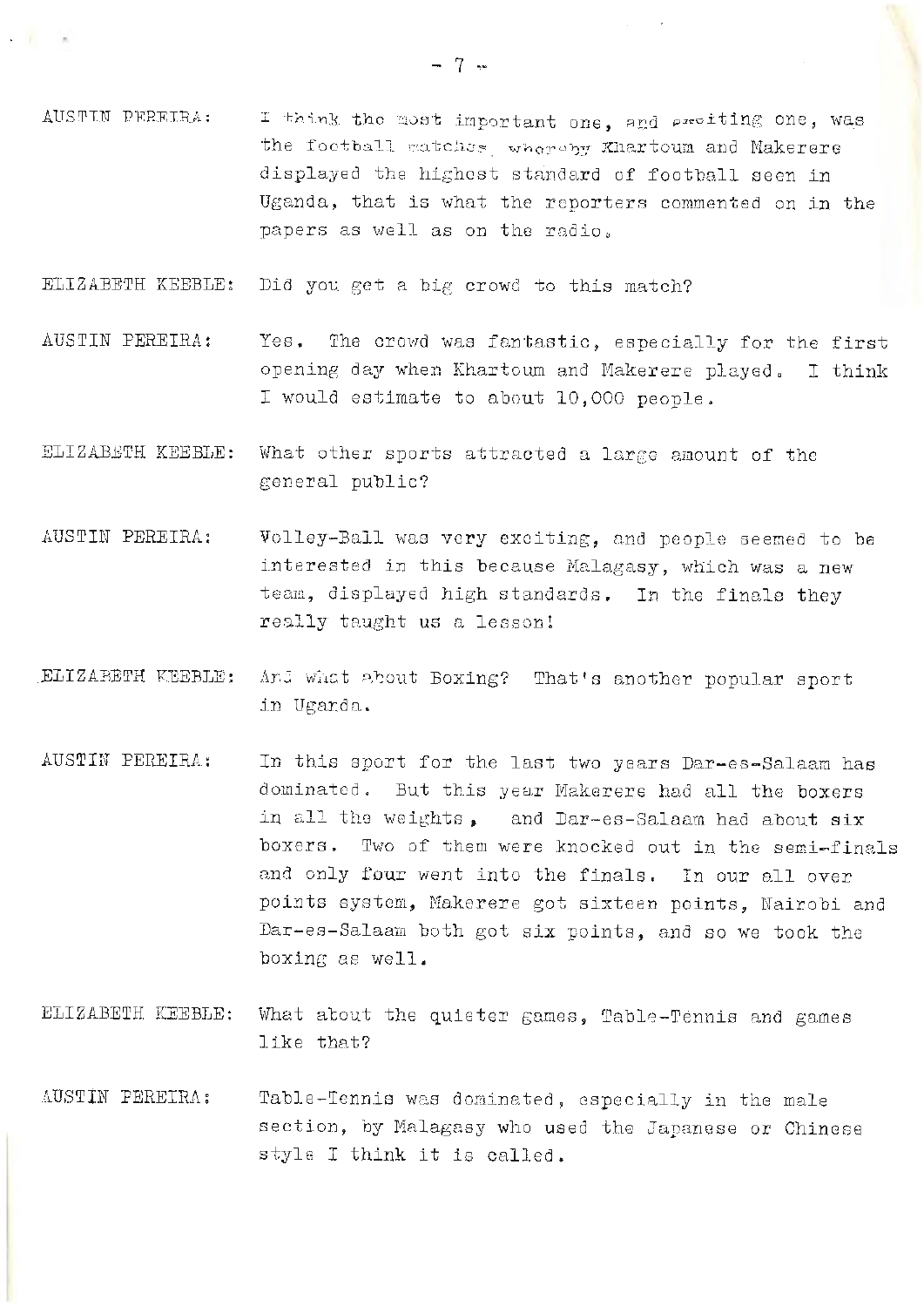AUSTIN PEREIRA: I think the most important one, and exciting one, was the football matches, whereby Khartoum and Makerere displayed the highest standard of football seen in Uganda, that is what the reporters commented on in the papers as well as on the radio.

ELIZABETH KEEBLE: Did you get a big crowd to this match?

AUSTIN PEREIRA: Yes. The crowd was fantastic, especially for the first opening day when Khartoum and Makerere played. I think I would estimate to about 10,000 people.

ELIZABETH KEEBLE: What other sports attracted a large amount of the general public?

AUSTIN PEREIRA: Volley-Ball was very exciting, and people seemed to be interested in this because Malagasy, which was a new team, displayed high standards. In the finals they really taught us a lesson!

ELIZABETH KEEBLE: And what about Boxing? That's another popular sport in Uganda.

AUSTIN PEREIRA: In this sport for the last two years Dar-es-Salaam has dominated. But this year Makerere had all the boxers in all the weights, and Dar-es-Salaam had about six boxers. Two of them were knocked out in the semi-finals and only four went into the finals. In our all over points system, Makerere got sixteen points, Nairobi and Dar-es-Salaam both got six points, and so we took the boxing as well.

ELIZABETH KEEBLE: What about the quieter games, Table-Tennis and games like that?

AUSTIN PEREIRA: Table-Tennis was dominated, especially in the male section, by Malagasy who used the Japanese or Chinese style I think it is called.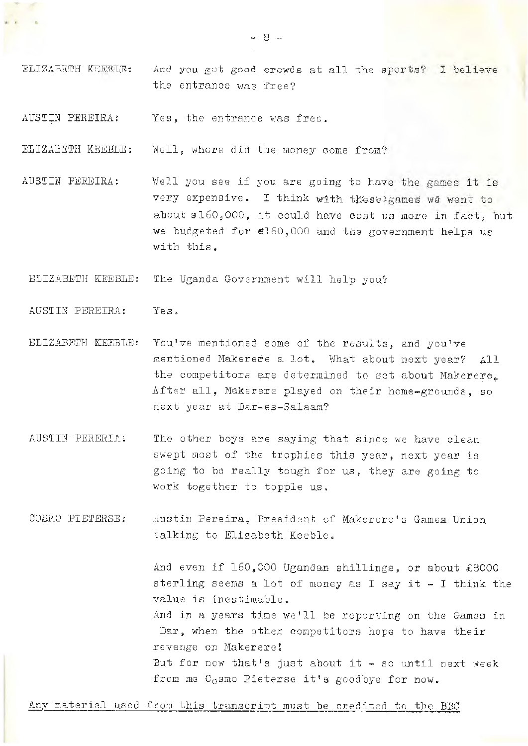ELIZABETH KEEBLE: And you got good crowds at all the sports? I believe the entrance was free?

AUSTIN PEREIRA: Yes, the entrance was free.

ELIZABETH KEEBLE: Well, where did the money come from?

AUSTIN PEREIRA: Well you see if you are going to have the games it is very expensive. I think with these games we went to about s160,000, it could have cost us more in fact, but we budgeted for s160,000 and the government helps us with this.

ELIZABETH KEEBLE: The Uganda Government will help you?

AUSTIN PEREIRA: Yes.

ELIZABETH KEEBLE: You've mentioned some of the results, and you've mentioned Makerere a lot. What about next year? All the competitors are determined to set about Makerere. After all, Makerere played on their home-grounds, so next year at Dar-es-Salaam?

AUSTIN PERERIA: The other boys are saying that since we have clean swept most of the trophies this year, next year is going to be really tough for us, they are going to work together to topple us.

COSMO PIETERSE: Austin Pereira, President of Makerere's Games Union talking to Elizabeth Keeble.

And even if 160,000 Ugandan shillings, or about £8000 sterling seems a lot of money as I say it - I think the value is inestimable.
And in a years time we'll be reporting on the Games in Dar, when the other competitors hope to have their revenge on Makerere!
But for now that's just about it - so until next week from me Cosmo Pieterse it's goodbye for now.

Any material used from this transcript must be credited to the BBC